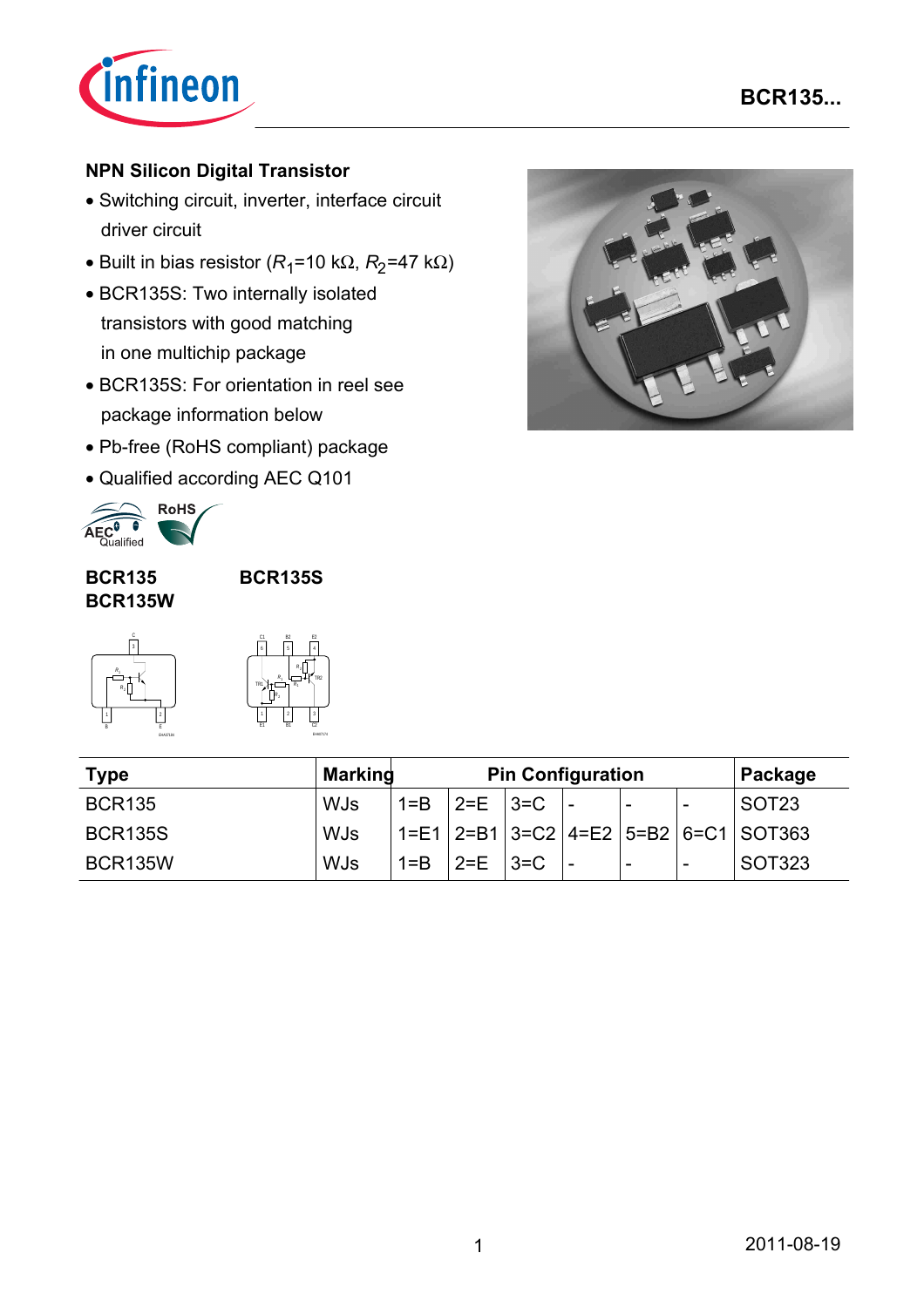# BCR135...

## NPN Silicon Digital Transistor

- Switching circuit, inverter, interface circuit driver circuit
- Built in bias resistor ($R_1$=10 kΩ, $R_2$=47 kΩ)
- BCR135S: Two internally isolated transistors with good matching in one multichip package
- BCR135S: For orientation in reel see package information below
- Pb-free (RoHS compliant) package
- Qualified according AEC Q101

**BCR135**
**BCR135W**

**BCR135S**

| Type | Marking | Pin Configuration | | | | | | Package |
|---|---|---|---|---|---|---|---|---|
| BCR135 | WJs | 1=B | 2=E | 3=C | - | - | - | SOT23 |
| BCR135S | WJs | 1=E1 | 2=B1 | 3=C2 | 4=E2 | 5=B2 | 6=C1 | SOT363 |
| BCR135W | WJs | 1=B | 2=E | 3=C | - | - | - | SOT323 |

2011-08-19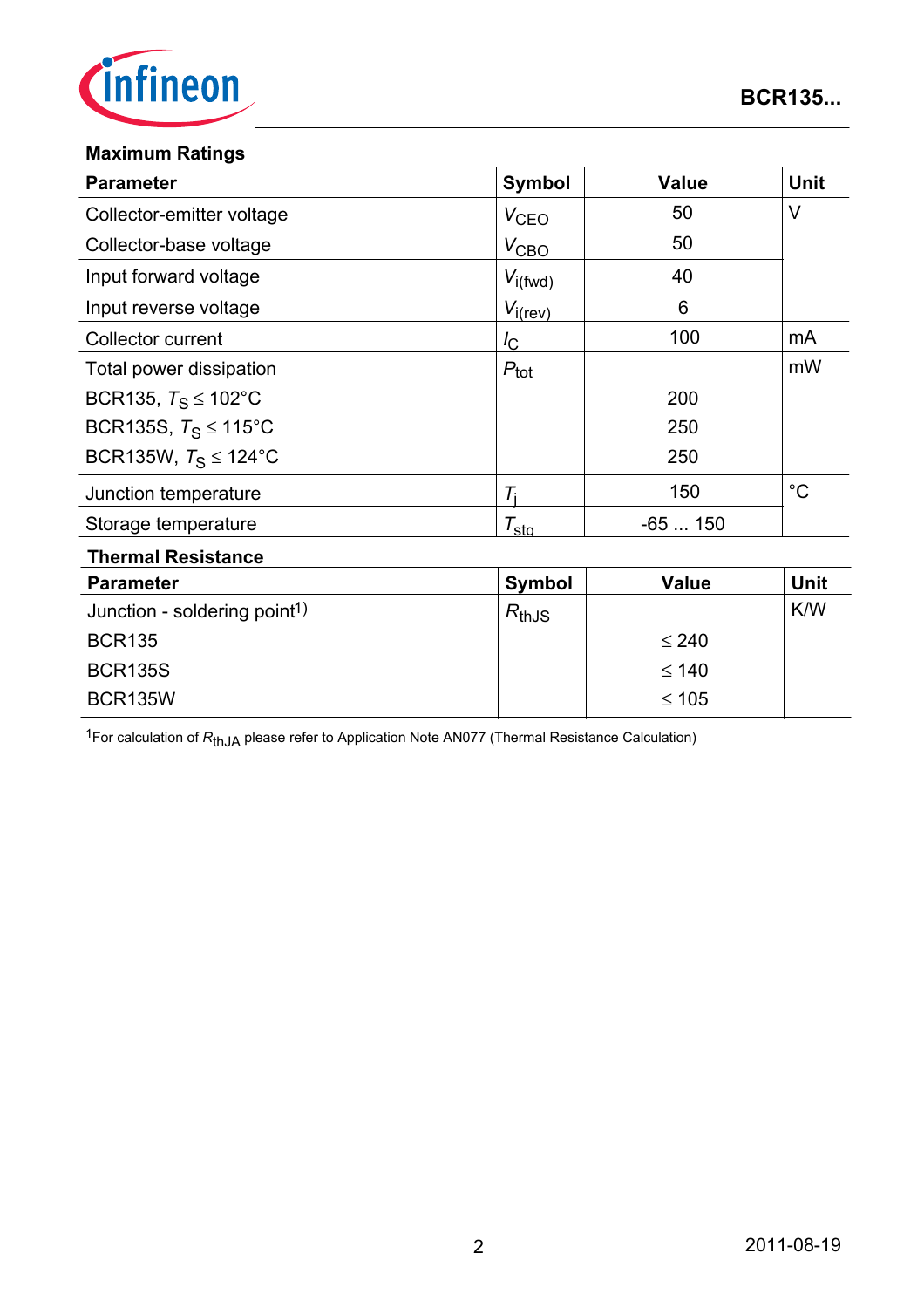## Maximum Ratings

| Parameter | Symbol | Value | Unit |
|---|---|---|---|
| Collector-emitter voltage | $V_{CEO}$ | 50 | V |
| Collector-base voltage | $V_{CBO}$ | 50 | |
| Input forward voltage | $V_{i(fwd)}$ | 40 | |
| Input reverse voltage | $V_{i(rev)}$ | 6 | |
| Collector current | $I_C$ | 100 | mA |
| Total power dissipation | $P_{tot}$ | | mW |
| BCR135, $T_S \leq 102°C$ | | 200 | |
| BCR135S, $T_S \leq 115°C$ | | 250 | |
| BCR135W, $T_S \leq 124°C$ | | 250 | |
| Junction temperature | $T_j$ | 150 | °C |
| Storage temperature | $T_{stg}$ | -65 ... 150 | |

## Thermal Resistance

| Parameter | Symbol | Value | Unit |
|---|---|---|---|
| Junction - soldering point[1)] | $R_{thJS}$ | | K/W |
| BCR135 | | $\leq 240$ | |
| BCR135S | | $\leq 140$ | |
| BCR135W | | $\leq 105$ | |

[1]For calculation of $R_{thJA}$ please refer to Application Note AN077 (Thermal Resistance Calculation)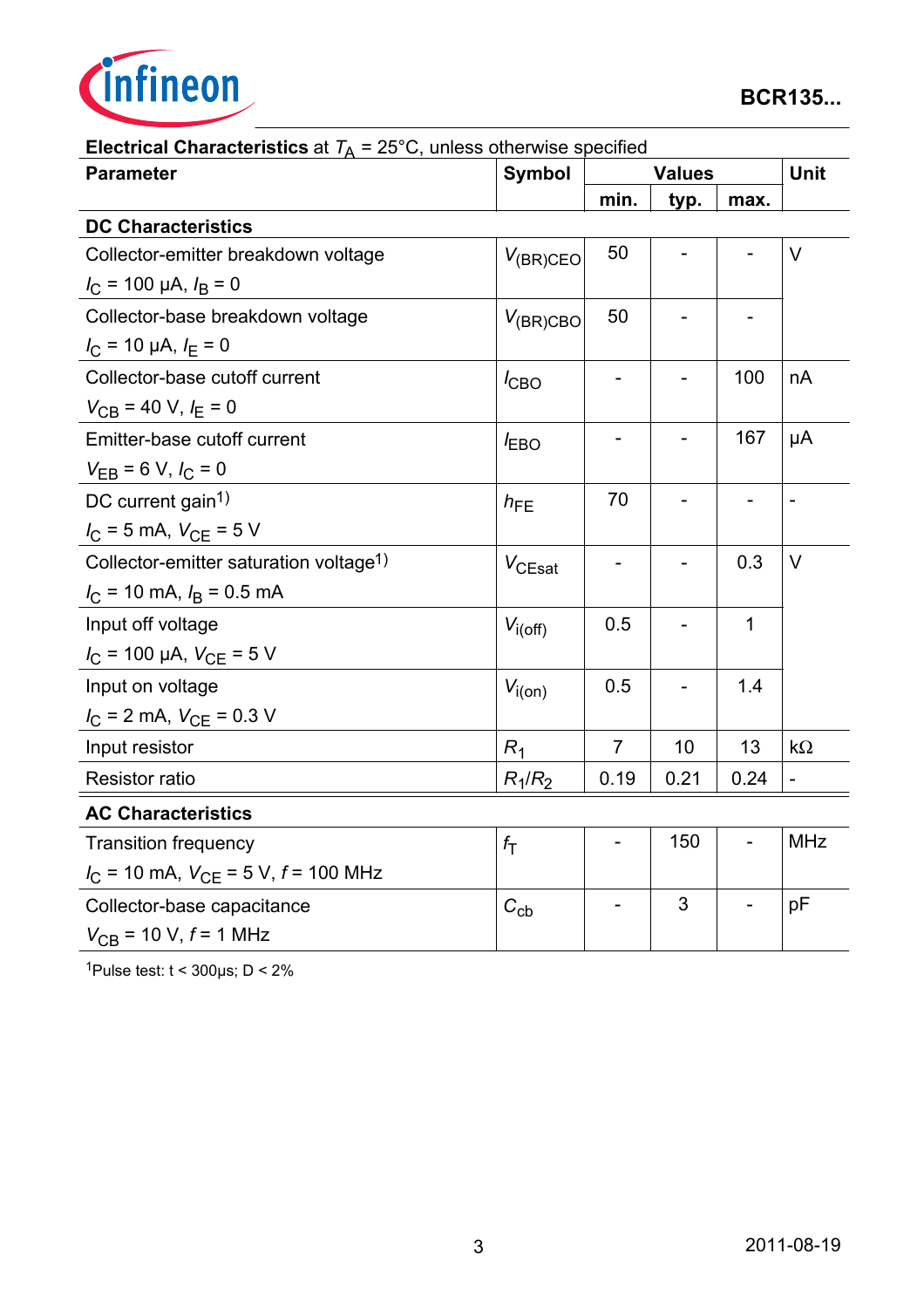**Electrical Characteristics** at $T_A$ = 25°C, unless otherwise specified

| Parameter | Symbol | Values | | | Unit |
|---|---|---|---|---|---|
| | | min. | typ. | max. | |
| **DC Characteristics** | | | | | |
| Collector-emitter breakdown voltage<br>$I_C$ = 100 µA, $I_B$ = 0 | $V_{(BR)CEO}$ | 50 | - | - | V |
| Collector-base breakdown voltage<br>$I_C$ = 10 µA, $I_E$ = 0 | $V_{(BR)CBO}$ | 50 | - | - | |
| Collector-base cutoff current<br>$V_{CB}$ = 40 V, $I_E$ = 0 | $I_{CBO}$ | - | - | 100 | nA |
| Emitter-base cutoff current<br>$V_{EB}$ = 6 V, $I_C$ = 0 | $I_{EBO}$ | - | - | 167 | µA |
| DC current gain[1)]<br>$I_C$ = 5 mA, $V_{CE}$ = 5 V | $h_{FE}$ | 70 | - | - | - |
| Collector-emitter saturation voltage[1)]<br>$I_C$ = 10 mA, $I_B$ = 0.5 mA | $V_{CEsat}$ | - | - | 0.3 | V |
| Input off voltage<br>$I_C$ = 100 µA, $V_{CE}$ = 5 V | $V_{i(off)}$ | 0.5 | - | 1 | |
| Input on voltage<br>$I_C$ = 2 mA, $V_{CE}$ = 0.3 V | $V_{i(on)}$ | 0.5 | - | 1.4 | |
| Input resistor | $R_1$ | 7 | 10 | 13 | kΩ |
| Resistor ratio | $R_1/R_2$ | 0.19 | 0.21 | 0.24 | - |
| **AC Characteristics** | | | | | |
| Transition frequency<br>$I_C$ = 10 mA, $V_{CE}$ = 5 V, $f$ = 100 MHz | $f_T$ | - | 150 | - | MHz |
| Collector-base capacitance<br>$V_{CB}$ = 10 V, $f$ = 1 MHz | $C_{cb}$ | - | 3 | - | pF |

[1]Pulse test: t < 300µs; D < 2%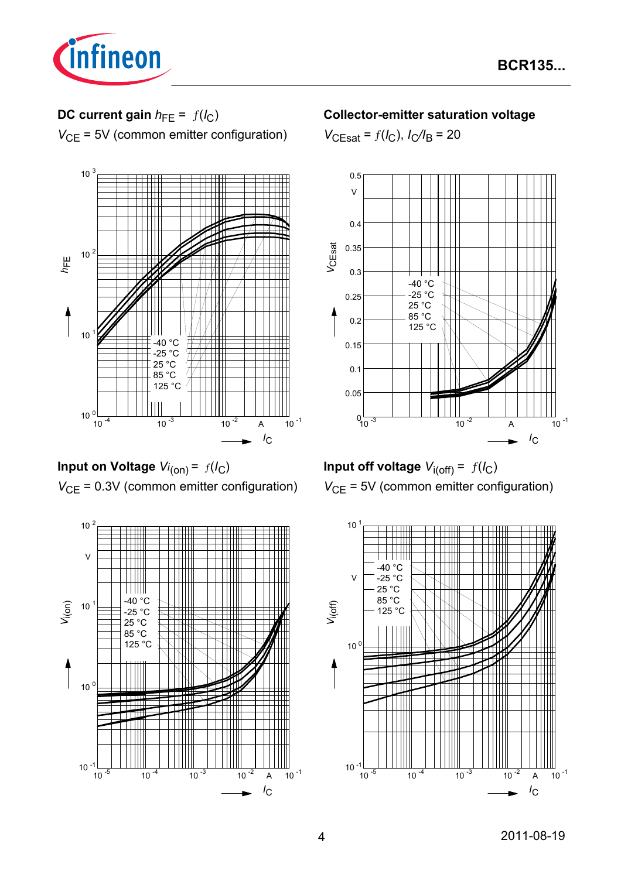**DC current gain** $h_{FE} = f(I_C)$

$V_{CE}$ = 5V (common emitter configuration)

**Collector-emitter saturation voltage**

$V_{CEsat} = f(I_C)$, $I_C/I_B = 20$

**Input on Voltage** $V_{i(on)} = f(I_C)$

$V_{CE}$ = 0.3V (common emitter configuration)

**Input off voltage** $V_{i(off)} = f(I_C)$

$V_{CE}$ = 5V (common emitter configuration)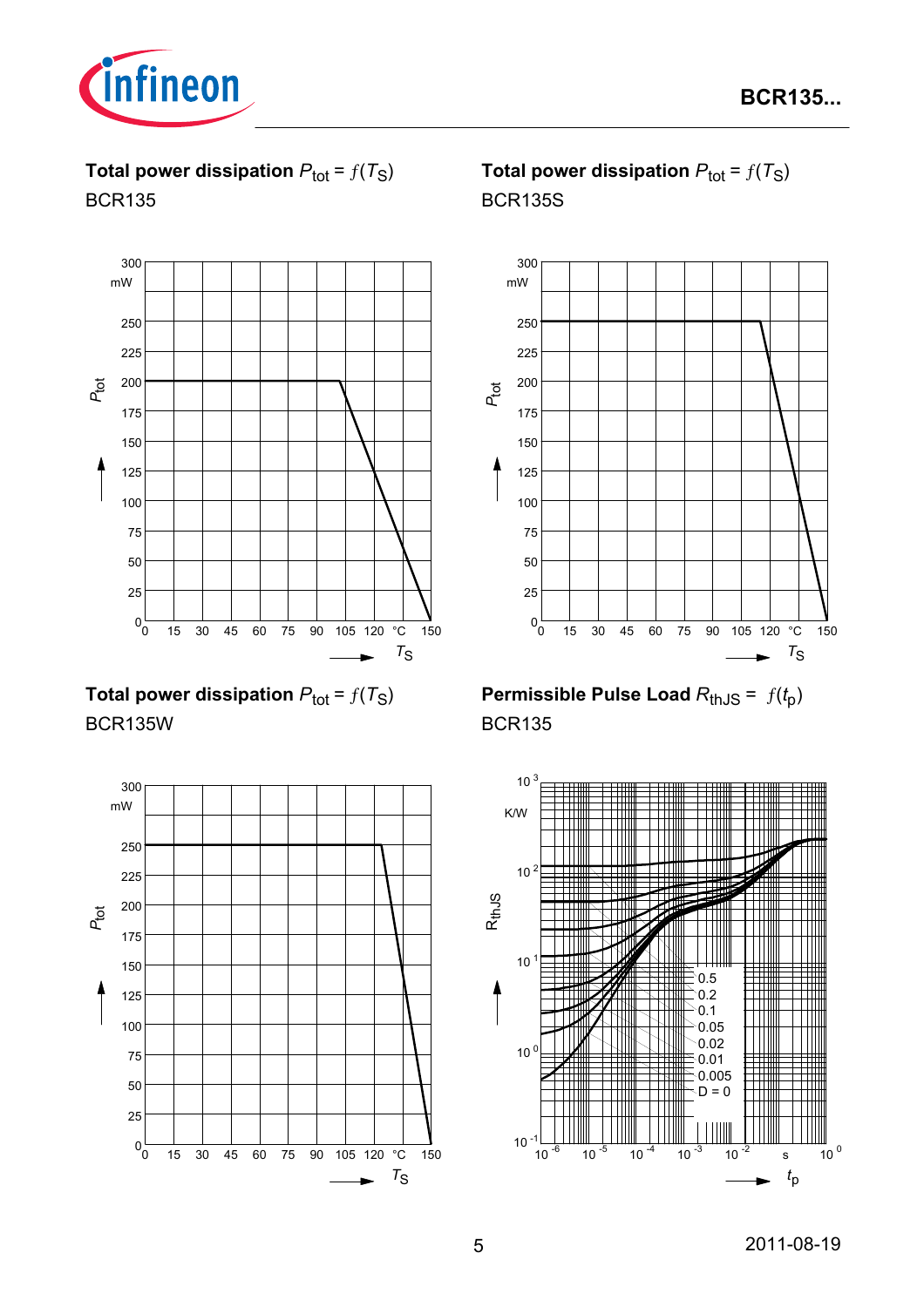**Total power dissipation** $P_{tot} = f(T_S)$
BCR135

300 mW

250
225
200
175
150
125
100
75
50
25
0

$P_{tot}$

0 15 30 45 60 75 90 105 120 °C 150

$T_S$

**Total power dissipation** $P_{tot} = f(T_S)$
BCR135S

300 mW

250
225
200
175
150
125
100
75
50
25
0

$P_{tot}$

0 15 30 45 60 75 90 105 120 °C 150

$T_S$

**Total power dissipation** $P_{tot} = f(T_S)$
BCR135W

300 mW

250
225
200
175
150
125
100
75
50
25
0

$P_{tot}$

0 15 30 45 60 75 90 105 120 °C 150

$T_S$

**Permissible Pulse Load** $R_{thJS} = f(t_p)$
BCR135

$10^3$ K/W

$10^2$
$10^1$
$10^0$
$10^{-1}$

$R_{thJS}$

0.5
0.2
0.1
0.05
0.02
0.01
0.005
D = 0

$10^{-6}$ $10^{-5}$ $10^{-4}$ $10^{-3}$ $10^{-2}$ s $10^0$

$t_p$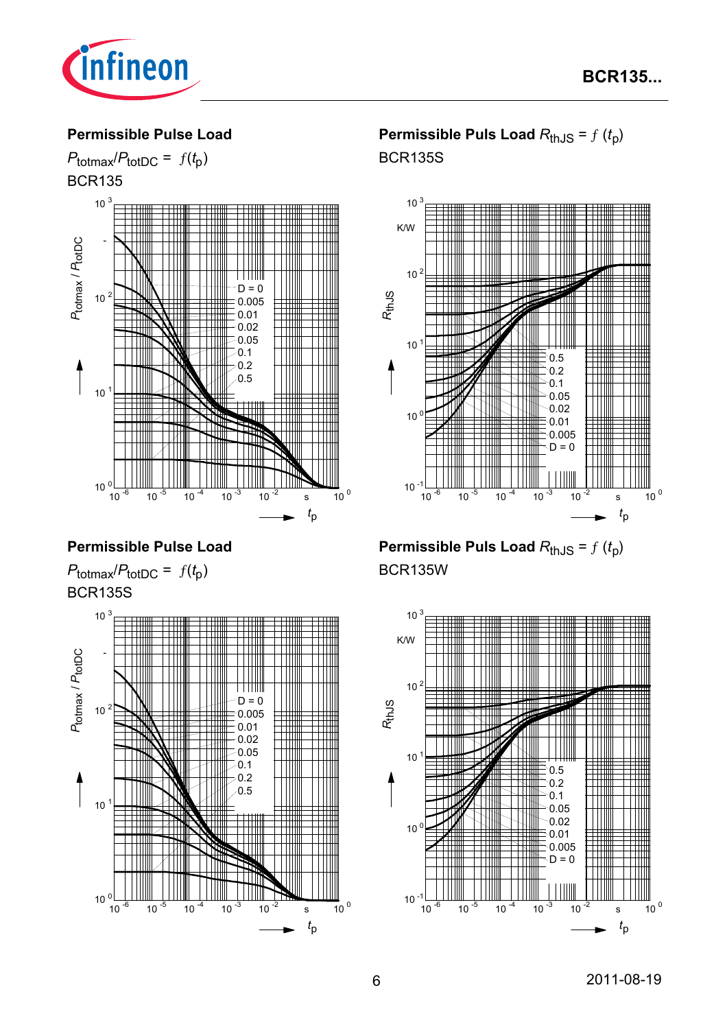## Permissible Pulse Load

$P_{totmax}/P_{totDC} = f(t_p)$

BCR135

## Permissible Puls Load $R_{thJS} = f(t_p)$

BCR135S

## Permissible Pulse Load

$P_{totmax}/P_{totDC} = f(t_p)$

BCR135S

## Permissible Puls Load $R_{thJS} = f(t_p)$

BCR135W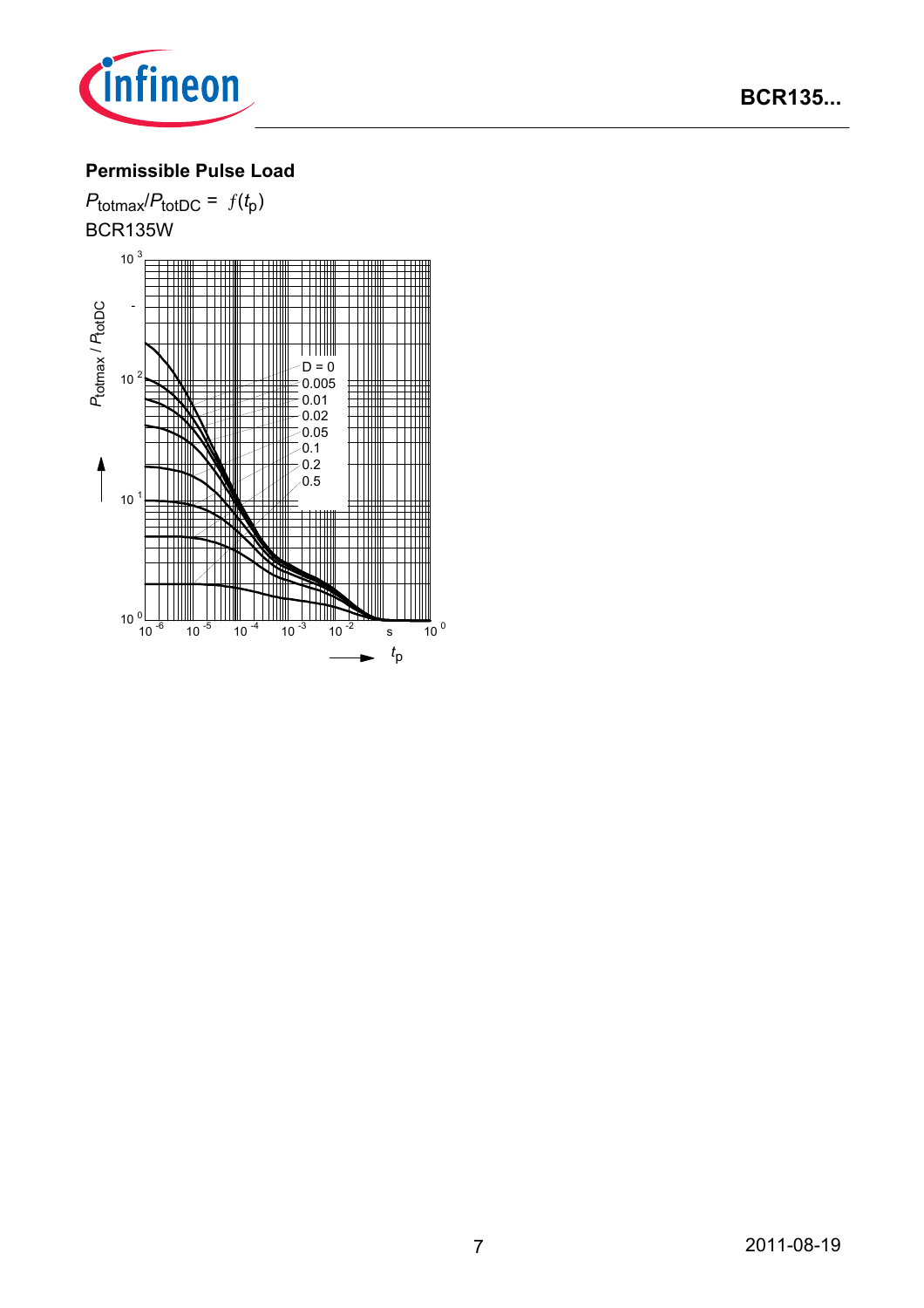**Permissible Pulse Load**

$P_{totmax}/P_{totDC} = f(t_p)$

BCR135W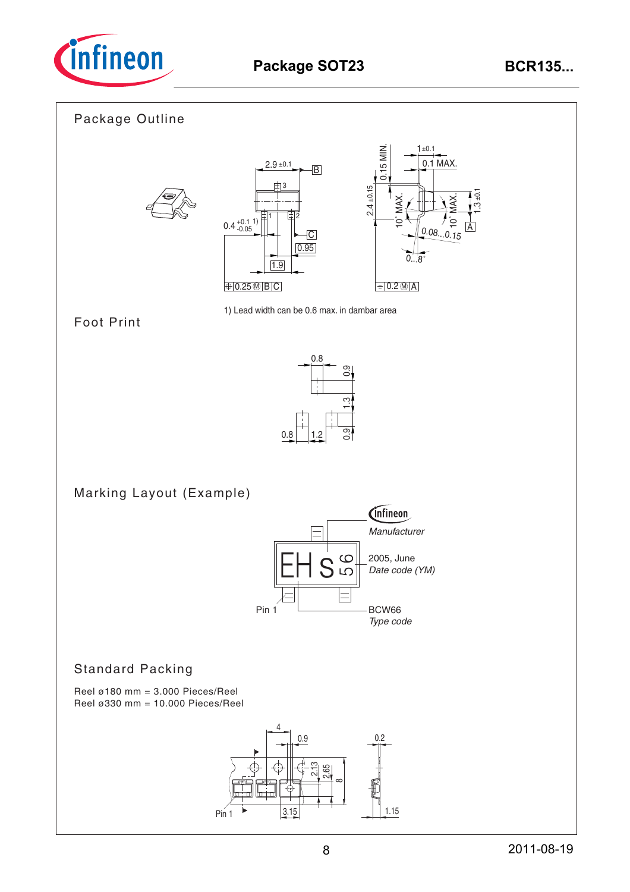## Package Outline

1) Lead width can be 0.6 max. in dambar area

## Foot Print

## Marking Layout (Example)

Manufacturer

2005, June
*Date code (YM)*

Pin 1

BCW66
*Type code*

## Standard Packing

Reel ø180 mm = 3.000 Pieces/Reel
Reel ø330 mm = 10.000 Pieces/Reel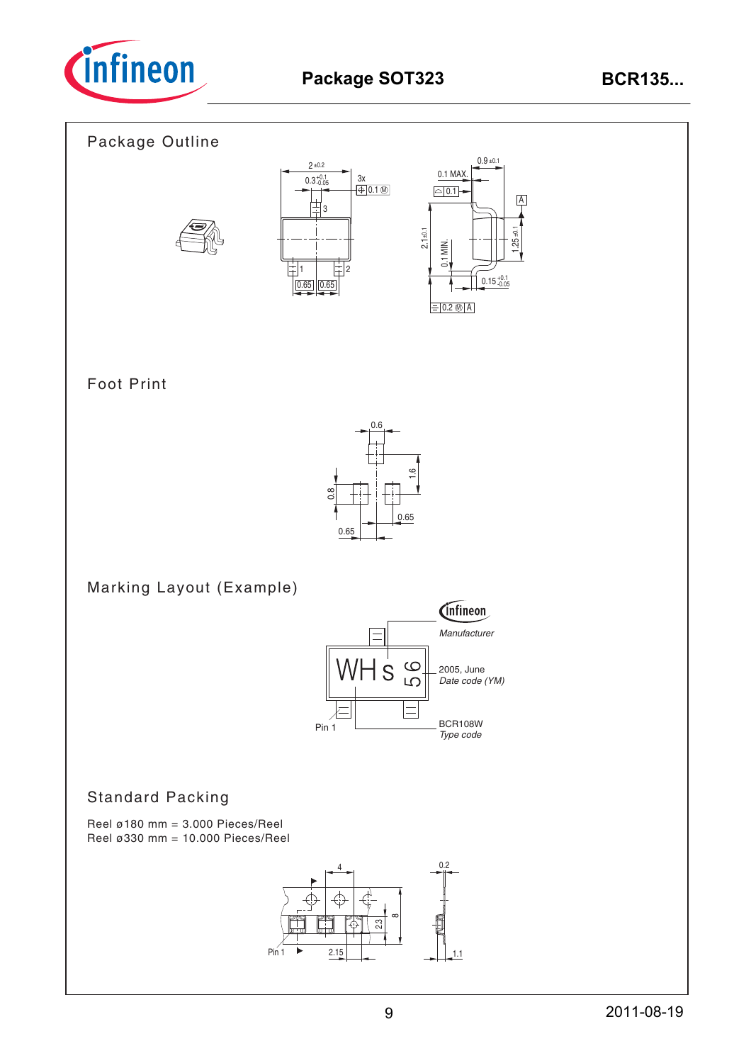# Package SOT323

## Package Outline

## Foot Print

## Marking Layout (Example)

## Standard Packing

Reel ø180 mm = 3.000 Pieces/Reel
Reel ø330 mm = 10.000 Pieces/Reel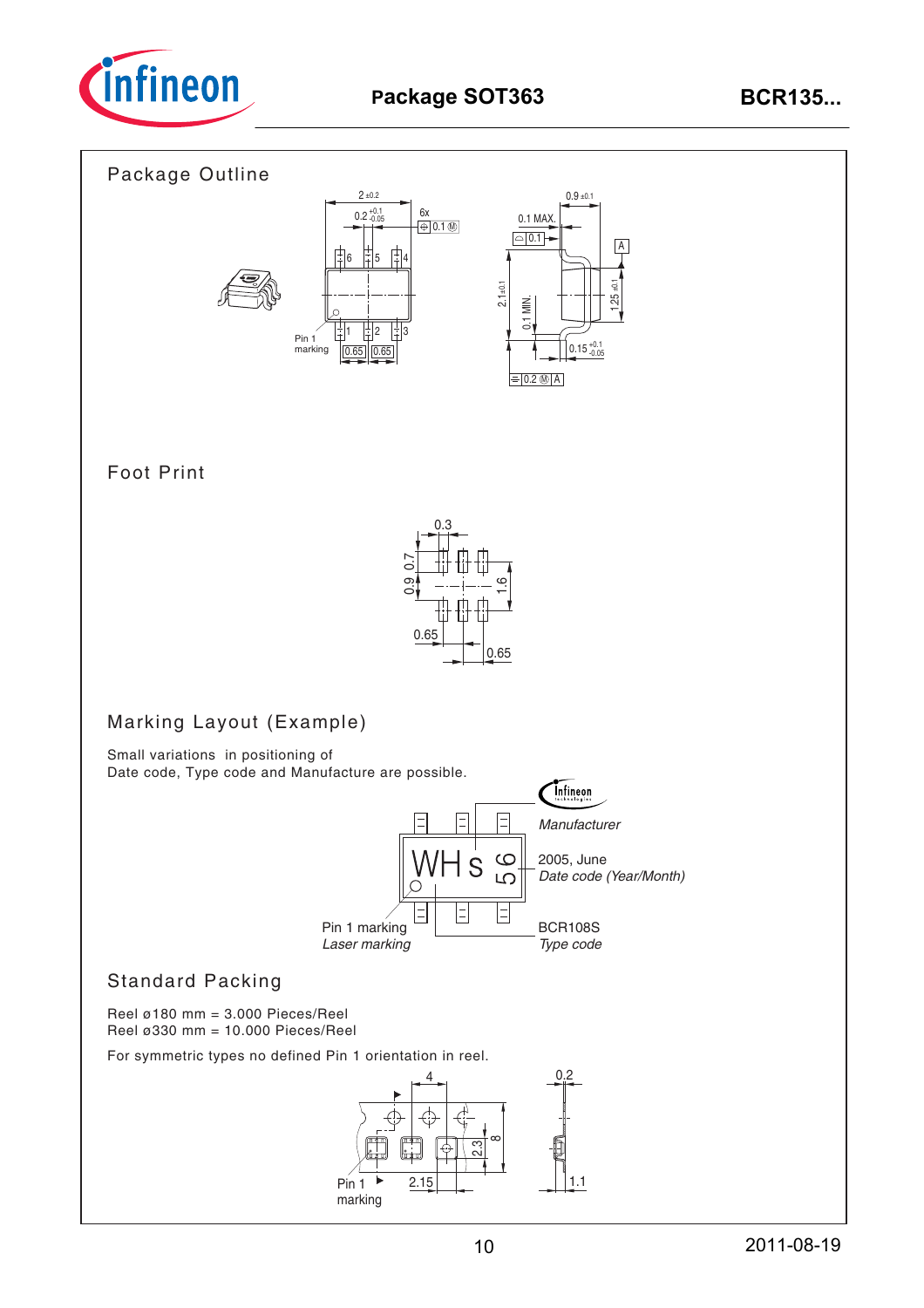# Package SOT363

## Package Outline

## Foot Print

## Marking Layout (Example)

Small variations in positioning of
Date code, Type code and Manufacture are possible.

Manufacturer

2005, June
*Date code (Year/Month)*

Pin 1 marking
*Laser marking*

BCR108S
*Type code*

## Standard Packing

Reel ø180 mm = 3.000 Pieces/Reel
Reel ø330 mm = 10.000 Pieces/Reel

For symmetric types no defined Pin 1 orientation in reel.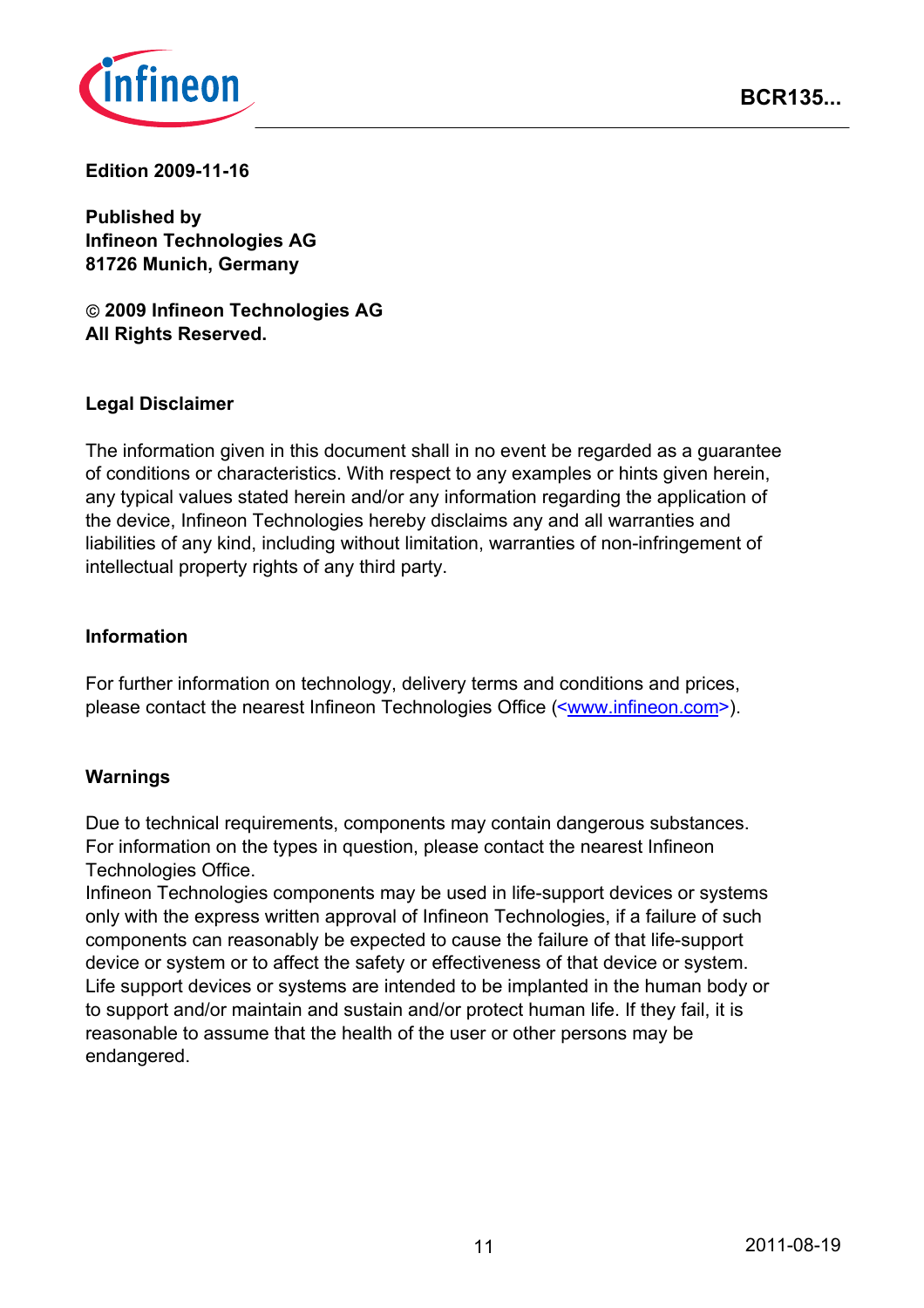**Edition 2009-11-16**

**Published by**
**Infineon Technologies AG**
**81726 Munich, Germany**

**© 2009 Infineon Technologies AG**
**All Rights Reserved.**

**Legal Disclaimer**

The information given in this document shall in no event be regarded as a guarantee of conditions or characteristics. With respect to any examples or hints given herein, any typical values stated herein and/or any information regarding the application of the device, Infineon Technologies hereby disclaims any and all warranties and liabilities of any kind, including without limitation, warranties of non-infringement of intellectual property rights of any third party.

**Information**

For further information on technology, delivery terms and conditions and prices, please contact the nearest Infineon Technologies Office (<www.infineon.com>).

**Warnings**

Due to technical requirements, components may contain dangerous substances. For information on the types in question, please contact the nearest Infineon Technologies Office.
Infineon Technologies components may be used in life-support devices or systems only with the express written approval of Infineon Technologies, if a failure of such components can reasonably be expected to cause the failure of that life-support device or system or to affect the safety or effectiveness of that device or system. Life support devices or systems are intended to be implanted in the human body or to support and/or maintain and sustain and/or protect human life. If they fail, it is reasonable to assume that the health of the user or other persons may be endangered.